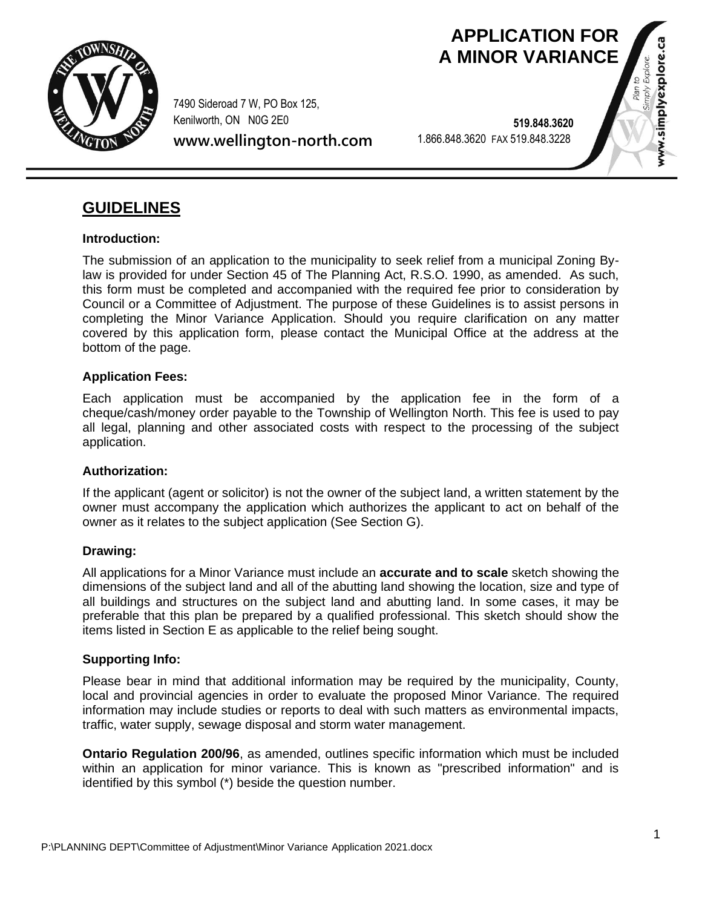# APPLICATION FOR A MINOR VARIANCE

7490 Sideroad 7 W, PO Box 125,
Kenilworth, ON N0G 2E0

**www.wellington-north.com**

**519.848.3620**
1.866.848.3620 FAX 519.848.3228

## GUIDELINES

**Introduction:**

The submission of an application to the municipality to seek relief from a municipal Zoning By-law is provided for under Section 45 of The Planning Act, R.S.O. 1990, as amended. As such, this form must be completed and accompanied with the required fee prior to consideration by Council or a Committee of Adjustment. The purpose of these Guidelines is to assist persons in completing the Minor Variance Application. Should you require clarification on any matter covered by this application form, please contact the Municipal Office at the address at the bottom of the page.

**Application Fees:**

Each application must be accompanied by the application fee in the form of a cheque/cash/money order payable to the Township of Wellington North. This fee is used to pay all legal, planning and other associated costs with respect to the processing of the subject application.

**Authorization:**

If the applicant (agent or solicitor) is not the owner of the subject land, a written statement by the owner must accompany the application which authorizes the applicant to act on behalf of the owner as it relates to the subject application (See Section G).

**Drawing:**

All applications for a Minor Variance must include an **accurate and to scale** sketch showing the dimensions of the subject land and all of the abutting land showing the location, size and type of all buildings and structures on the subject land and abutting land. In some cases, it may be preferable that this plan be prepared by a qualified professional. This sketch should show the items listed in Section E as applicable to the relief being sought.

**Supporting Info:**

Please bear in mind that additional information may be required by the municipality, County, local and provincial agencies in order to evaluate the proposed Minor Variance. The required information may include studies or reports to deal with such matters as environmental impacts, traffic, water supply, sewage disposal and storm water management.

**Ontario Regulation 200/96**, as amended, outlines specific information which must be included within an application for minor variance. This is known as "prescribed information" and is identified by this symbol (*) beside the question number.

P:\PLANNING DEPT\Committee of Adjustment\Minor Variance Application 2021.docx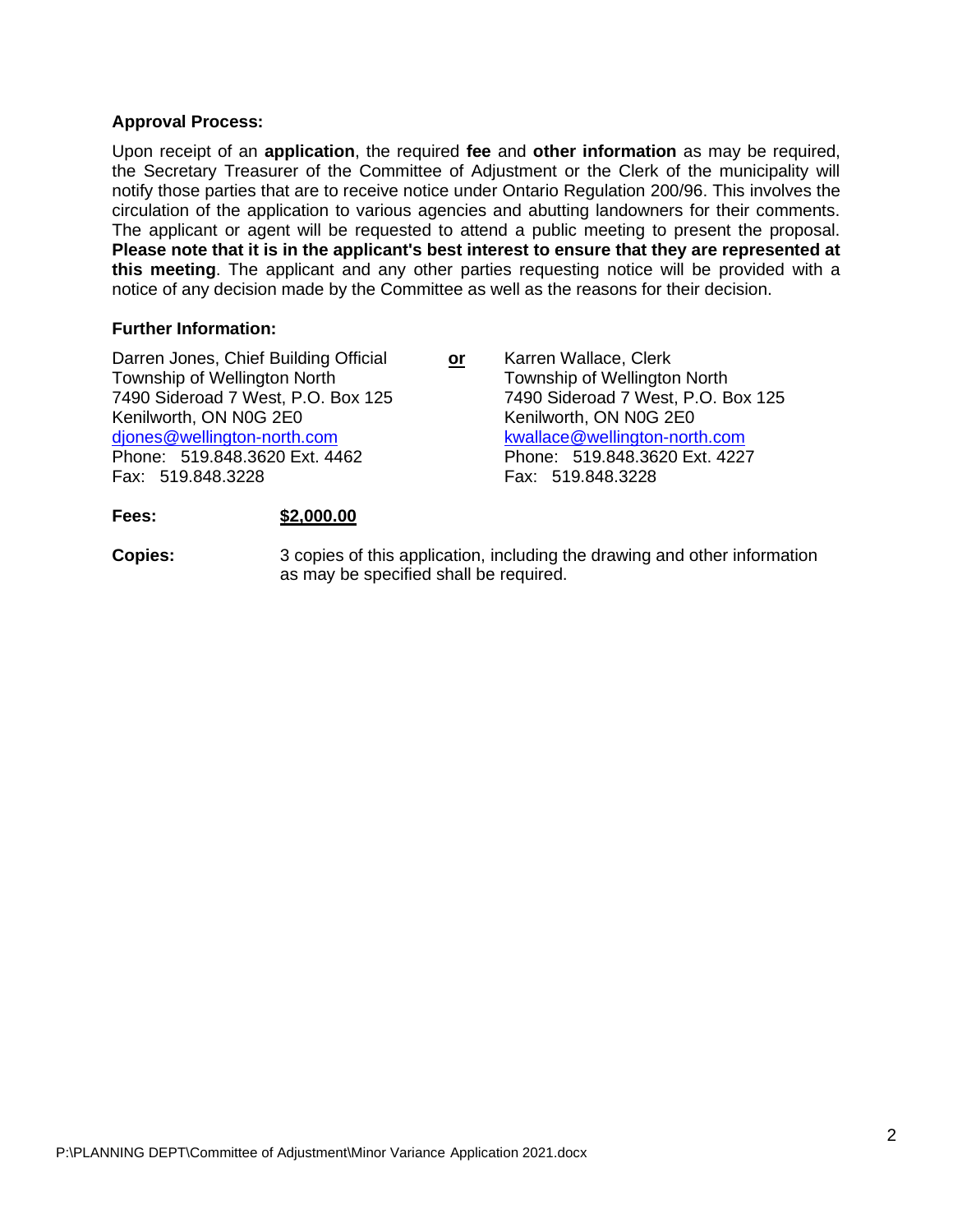**Approval Process:**

Upon receipt of an **application**, the required **fee** and **other information** as may be required, the Secretary Treasurer of the Committee of Adjustment or the Clerk of the municipality will notify those parties that are to receive notice under Ontario Regulation 200/96. This involves the circulation of the application to various agencies and abutting landowners for their comments. The applicant or agent will be requested to attend a public meeting to present the proposal. **Please note that it is in the applicant's best interest to ensure that they are represented at this meeting**. The applicant and any other parties requesting notice will be provided with a notice of any decision made by the Committee as well as the reasons for their decision.

**Further Information:**

Darren Jones, Chief Building Official
Township of Wellington North
7490 Sideroad 7 West, P.O. Box 125
Kenilworth, ON N0G 2E0
djones@wellington-north.com
Phone: 519.848.3620 Ext. 4462
Fax: 519.848.3228

**or**

Karren Wallace, Clerk
Township of Wellington North
7490 Sideroad 7 West, P.O. Box 125
Kenilworth, ON N0G 2E0
kwallace@wellington-north.com
Phone: 519.848.3620 Ext. 4227
Fax: 519.848.3228

**Fees:** **$2,000.00**

**Copies:** 3 copies of this application, including the drawing and other information as may be specified shall be required.

P:\PLANNING DEPT\Committee of Adjustment\Minor Variance Application 2021.docx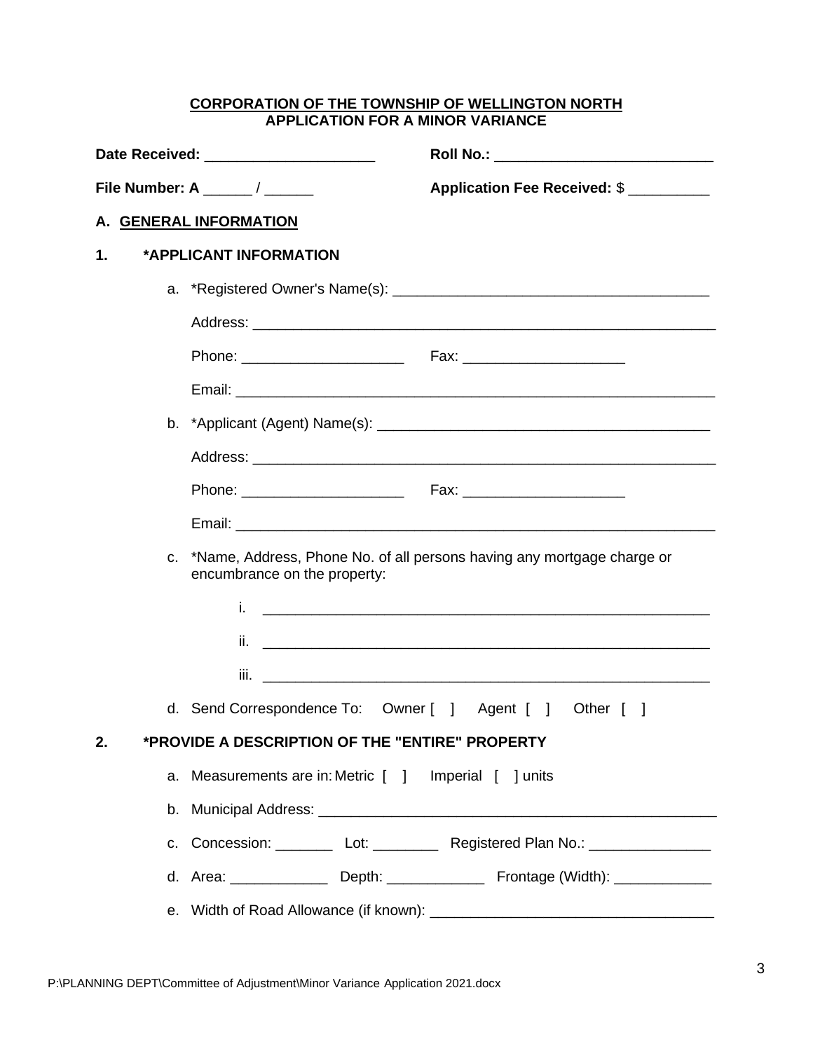**CORPORATION OF THE TOWNSHIP OF WELLINGTON NORTH**
**APPLICATION FOR A MINOR VARIANCE**

**Date Received:** _____________________ **Roll No.:** ___________________________

**File Number: A** ______ / ______ **Application Fee Received:** $ __________

## A. GENERAL INFORMATION

### 1. *APPLICANT INFORMATION

a. *Registered Owner's Name(s): _______________________________________

Address: ___________________________________________________________

Phone: ____________________ Fax: ____________________

Email: _____________________________________________________________

b. *Applicant (Agent) Name(s): _________________________________________

Address: ___________________________________________________________

Phone: ____________________ Fax: ____________________

Email: _____________________________________________________________

c. *Name, Address, Phone No. of all persons having any mortgage charge or encumbrance on the property:

i. _________________________________________________________

ii. _________________________________________________________

iii. _________________________________________________________

d. Send Correspondence To: Owner [ ] Agent [ ] Other [ ]

### 2. *PROVIDE A DESCRIPTION OF THE "ENTIRE" PROPERTY

a. Measurements are in: Metric [ ] Imperial [ ] units

b. Municipal Address: ___________________________________________________

c. Concession: _______ Lot: ________ Registered Plan No.: _______________

d. Area: ____________ Depth: ____________ Frontage (Width): ____________

e. Width of Road Allowance (if known): __________________________________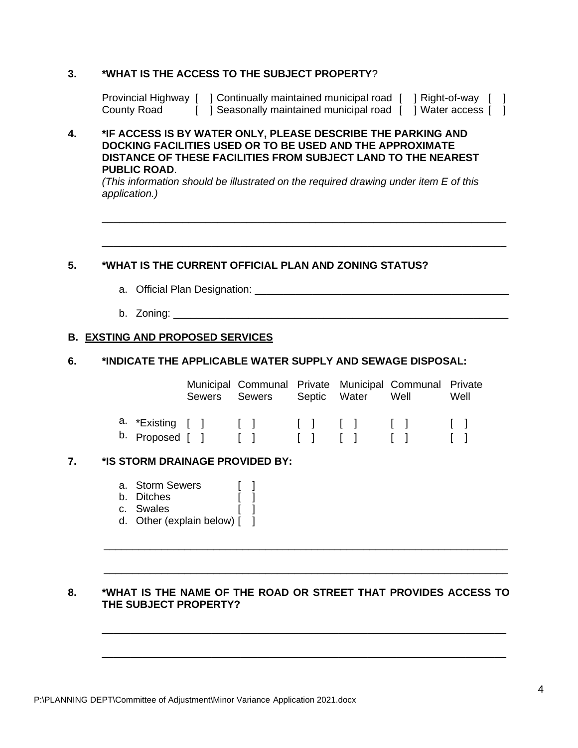**3. \*WHAT IS THE ACCESS TO THE SUBJECT PROPERTY?**

| | | | | | |
|---|---|---|---|---|---|
| Provincial Highway | [ ] | Continually maintained municipal road | [ ] | Right-of-way | [ ] |
| County Road | [ ] | Seasonally maintained municipal road | [ ] | Water access | [ ] |

**4. \*IF ACCESS IS BY WATER ONLY, PLEASE DESCRIBE THE PARKING AND DOCKING FACILITIES USED OR TO BE USED AND THE APPROXIMATE DISTANCE OF THESE FACILITIES FROM SUBJECT LAND TO THE NEAREST PUBLIC ROAD.**

*(This information should be illustrated on the required drawing under item E of this application.)*

\_\_\_\_\_\_\_\_\_\_\_\_\_\_\_\_\_\_\_\_\_\_\_\_\_\_\_\_\_\_\_\_\_\_\_\_\_\_\_\_\_\_\_\_\_\_\_\_\_\_\_\_\_\_\_\_\_\_\_\_\_\_\_\_\_\_\_\_

\_\_\_\_\_\_\_\_\_\_\_\_\_\_\_\_\_\_\_\_\_\_\_\_\_\_\_\_\_\_\_\_\_\_\_\_\_\_\_\_\_\_\_\_\_\_\_\_\_\_\_\_\_\_\_\_\_\_\_\_\_\_\_\_\_\_\_\_

**5. \*WHAT IS THE CURRENT OFFICIAL PLAN AND ZONING STATUS?**

a. Official Plan Designation: \_\_\_\_\_\_\_\_\_\_\_\_\_\_\_\_\_\_\_\_\_\_\_\_\_\_\_\_\_\_\_\_\_\_\_\_\_\_\_\_\_\_\_\_

b. Zoning: \_\_\_\_\_\_\_\_\_\_\_\_\_\_\_\_\_\_\_\_\_\_\_\_\_\_\_\_\_\_\_\_\_\_\_\_\_\_\_\_\_\_\_\_\_\_\_\_\_\_\_\_\_\_\_\_\_\_

## B. EXSTING AND PROPOSED SERVICES

**6. \*INDICATE THE APPLICABLE WATER SUPPLY AND SEWAGE DISPOSAL:**

| | Municipal Sewers | Communal Sewers | Private Septic | Municipal Water | Communal Well | Private Well |
|---|---|---|---|---|---|---|
| a. \*Existing | [ ] | [ ] | [ ] | [ ] | [ ] | [ ] |
| b. Proposed | [ ] | [ ] | [ ] | [ ] | [ ] | [ ] |

**7. \*IS STORM DRAINAGE PROVIDED BY:**

a. Storm Sewers [ ]
b. Ditches [ ]
c. Swales [ ]
d. Other (explain below) [ ]

\_\_\_\_\_\_\_\_\_\_\_\_\_\_\_\_\_\_\_\_\_\_\_\_\_\_\_\_\_\_\_\_\_\_\_\_\_\_\_\_\_\_\_\_\_\_\_\_\_\_\_\_\_\_\_\_\_\_\_\_\_\_\_\_\_\_\_\_

\_\_\_\_\_\_\_\_\_\_\_\_\_\_\_\_\_\_\_\_\_\_\_\_\_\_\_\_\_\_\_\_\_\_\_\_\_\_\_\_\_\_\_\_\_\_\_\_\_\_\_\_\_\_\_\_\_\_\_\_\_\_\_\_\_\_\_\_

**8. \*WHAT IS THE NAME OF THE ROAD OR STREET THAT PROVIDES ACCESS TO THE SUBJECT PROPERTY?**

\_\_\_\_\_\_\_\_\_\_\_\_\_\_\_\_\_\_\_\_\_\_\_\_\_\_\_\_\_\_\_\_\_\_\_\_\_\_\_\_\_\_\_\_\_\_\_\_\_\_\_\_\_\_\_\_\_\_\_\_\_\_\_\_\_\_\_\_

\_\_\_\_\_\_\_\_\_\_\_\_\_\_\_\_\_\_\_\_\_\_\_\_\_\_\_\_\_\_\_\_\_\_\_\_\_\_\_\_\_\_\_\_\_\_\_\_\_\_\_\_\_\_\_\_\_\_\_\_\_\_\_\_\_\_\_\_

P:\PLANNING DEPT\Committee of Adjustment\Minor Variance Application 2021.docx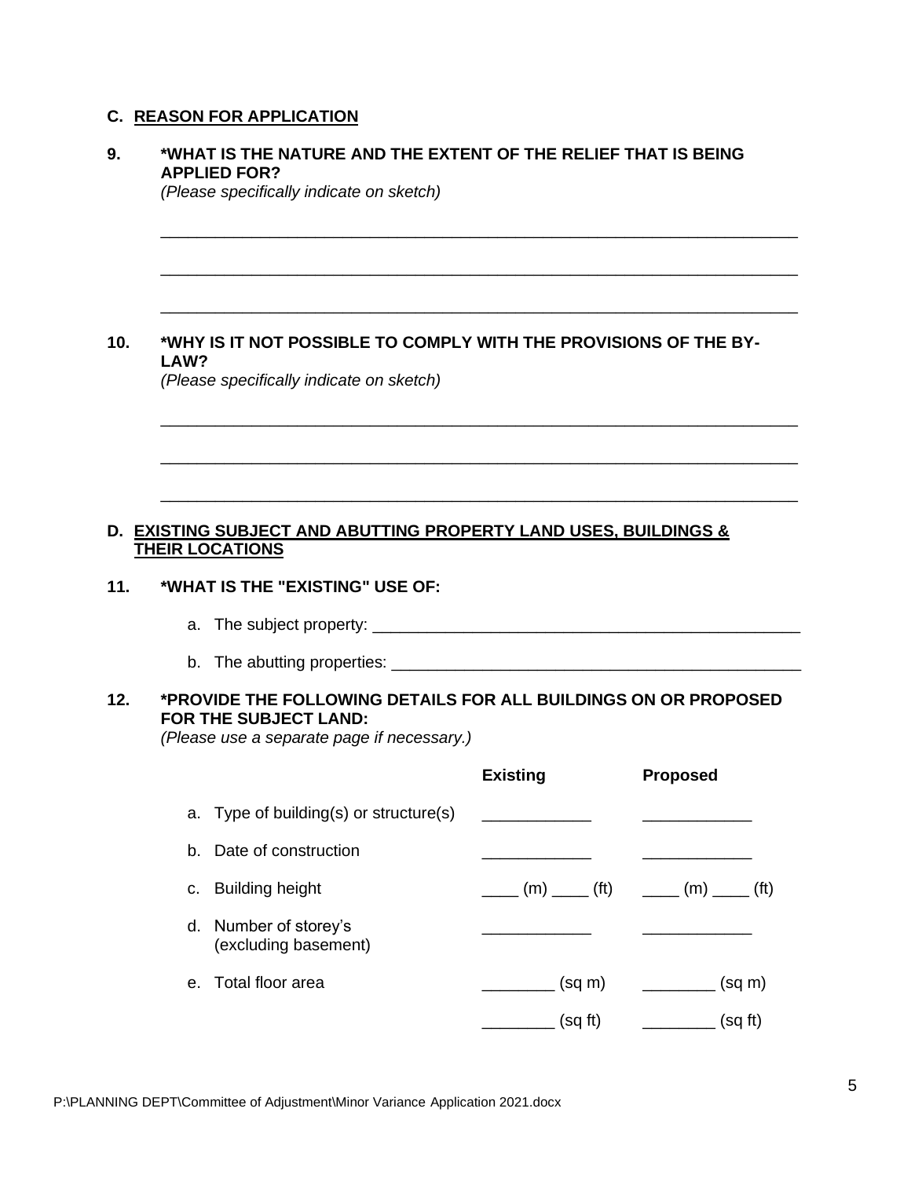## C. REASON FOR APPLICATION

**9. *WHAT IS THE NATURE AND THE EXTENT OF THE RELIEF THAT IS BEING APPLIED FOR?**
*(Please specifically indicate on sketch)*

______________________________________________________________________

______________________________________________________________________

______________________________________________________________________

**10. *WHY IS IT NOT POSSIBLE TO COMPLY WITH THE PROVISIONS OF THE BY-LAW?**
*(Please specifically indicate on sketch)*

______________________________________________________________________

______________________________________________________________________

______________________________________________________________________

## D. EXISTING SUBJECT AND ABUTTING PROPERTY LAND USES, BUILDINGS & THEIR LOCATIONS

**11. *WHAT IS THE "EXISTING" USE OF:**

a. The subject property: ____________________________________________

b. The abutting properties: __________________________________________

**12. *PROVIDE THE FOLLOWING DETAILS FOR ALL BUILDINGS ON OR PROPOSED FOR THE SUBJECT LAND:**
*(Please use a separate page if necessary.)*

| | Existing | Proposed |
|---|---|---|
| a. Type of building(s) or structure(s) | ____________ | ____________ |
| b. Date of construction | ____________ | ____________ |
| c. Building height | ____ (m) ____ (ft) | ____ (m) ____ (ft) |
| d. Number of storey's (excluding basement) | ____________ | ____________ |
| e. Total floor area | ________ (sq m) | ________ (sq m) |
| | ________ (sq ft) | ________ (sq ft) |

P:\PLANNING DEPT\Committee of Adjustment\Minor Variance Application 2021.docx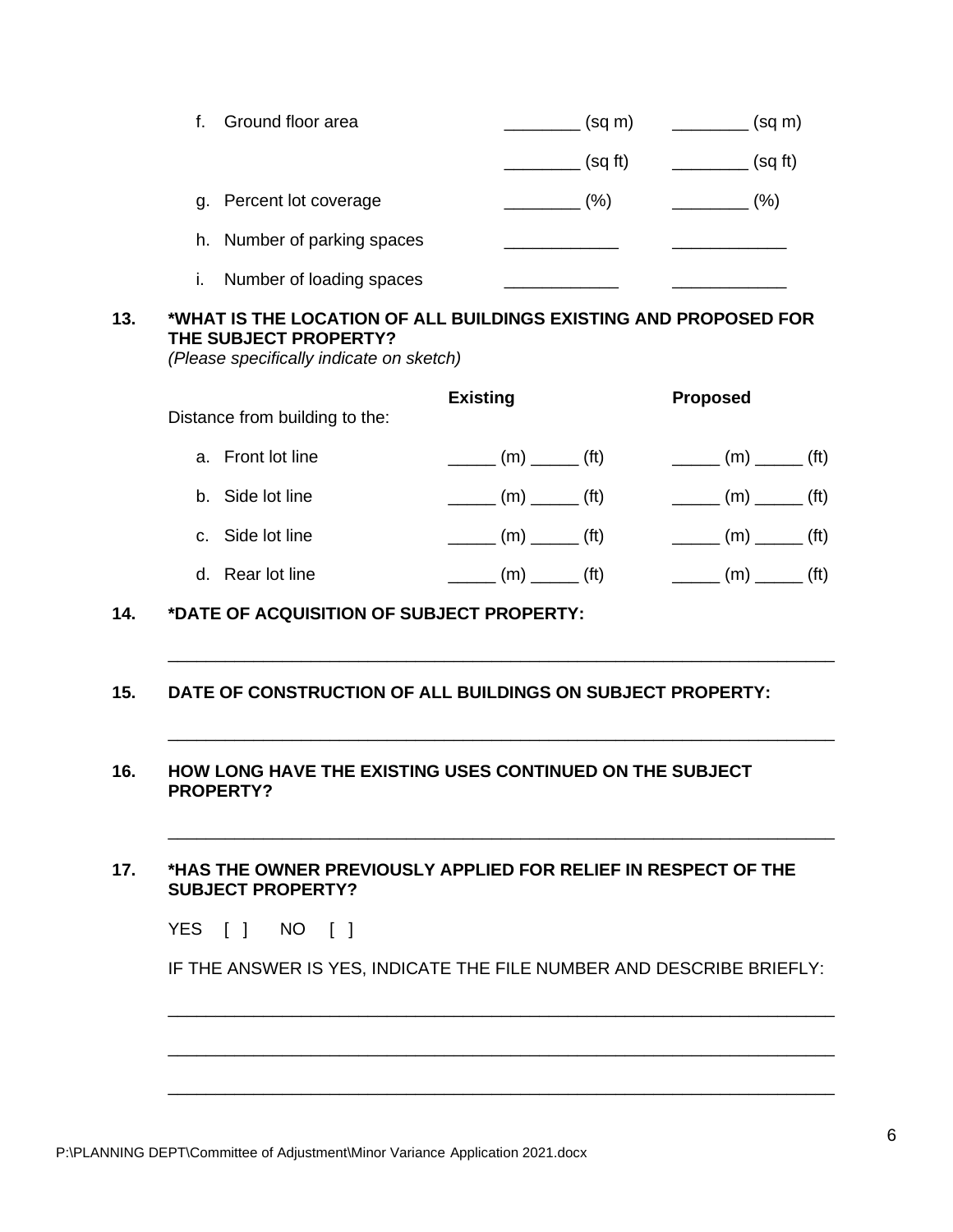| | | | |
|---|---|---|---|
| f. | Ground floor area | ________ (sq m) | ________ (sq m) |
| | | ________ (sq ft) | ________ (sq ft) |
| g. | Percent lot coverage | ________ (%) | ________ (%) |
| h. | Number of parking spaces | ____________ | ____________ |
| i. | Number of loading spaces | ____________ | ____________ |

**13. *WHAT IS THE LOCATION OF ALL BUILDINGS EXISTING AND PROPOSED FOR THE SUBJECT PROPERTY?**
*(Please specifically indicate on sketch)*

| Distance from building to the: | **Existing** | **Proposed** |
|---|---|---|
| a. Front lot line | _____ (m) _____ (ft) | _____ (m) _____ (ft) |
| b. Side lot line | _____ (m) _____ (ft) | _____ (m) _____ (ft) |
| c. Side lot line | _____ (m) _____ (ft) | _____ (m) _____ (ft) |
| d. Rear lot line | _____ (m) _____ (ft) | _____ (m) _____ (ft) |

**14. *DATE OF ACQUISITION OF SUBJECT PROPERTY:**

_______________________________________________________________________

**15. DATE OF CONSTRUCTION OF ALL BUILDINGS ON SUBJECT PROPERTY:**

_______________________________________________________________________

**16. HOW LONG HAVE THE EXISTING USES CONTINUED ON THE SUBJECT PROPERTY?**

_______________________________________________________________________

**17. *HAS THE OWNER PREVIOUSLY APPLIED FOR RELIEF IN RESPECT OF THE SUBJECT PROPERTY?**

YES [ ]   NO [ ]

IF THE ANSWER IS YES, INDICATE THE FILE NUMBER AND DESCRIBE BRIEFLY:

_______________________________________________________________________

_______________________________________________________________________

_______________________________________________________________________

P:\PLANNING DEPT\Committee of Adjustment\Minor Variance Application 2021.docx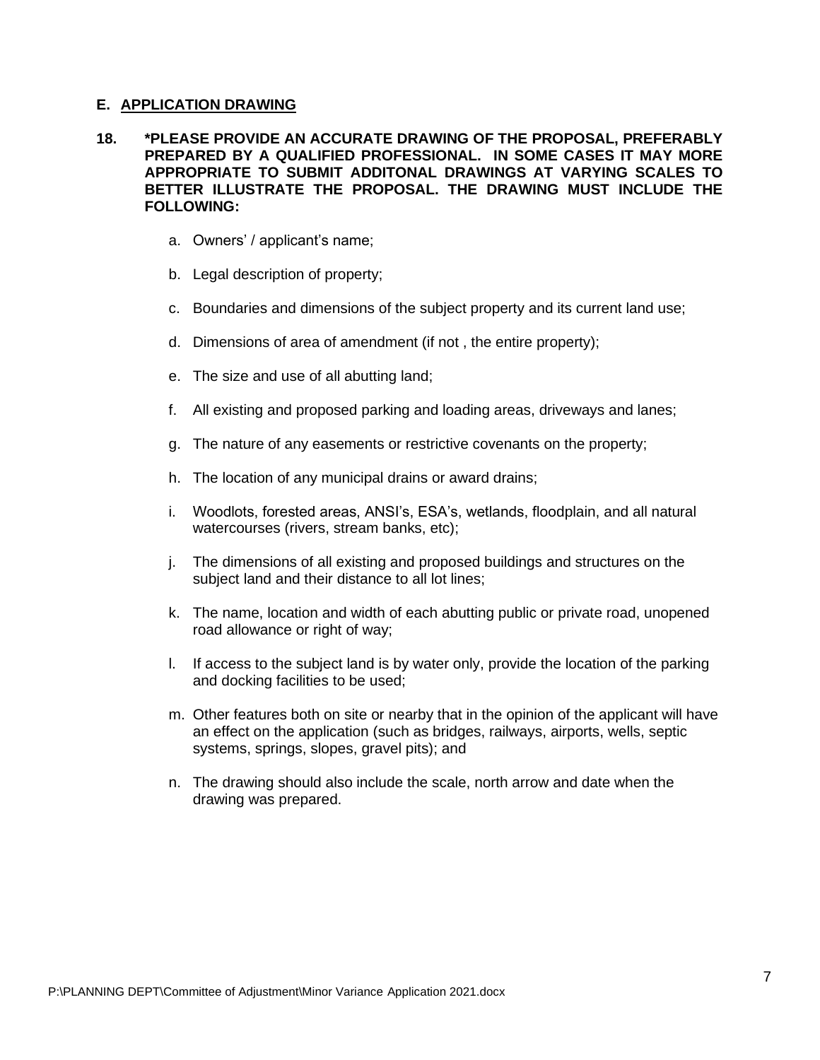## E. <u>APPLICATION DRAWING</u>

**18. *PLEASE PROVIDE AN ACCURATE DRAWING OF THE PROPOSAL, PREFERABLY PREPARED BY A QUALIFIED PROFESSIONAL. IN SOME CASES IT MAY MORE APPROPRIATE TO SUBMIT ADDITONAL DRAWINGS AT VARYING SCALES TO BETTER ILLUSTRATE THE PROPOSAL. THE DRAWING MUST INCLUDE THE FOLLOWING:**

a. Owners' / applicant's name;

b. Legal description of property;

c. Boundaries and dimensions of the subject property and its current land use;

d. Dimensions of area of amendment (if not , the entire property);

e. The size and use of all abutting land;

f. All existing and proposed parking and loading areas, driveways and lanes;

g. The nature of any easements or restrictive covenants on the property;

h. The location of any municipal drains or award drains;

i. Woodlots, forested areas, ANSI's, ESA's, wetlands, floodplain, and all natural watercourses (rivers, stream banks, etc);

j. The dimensions of all existing and proposed buildings and structures on the subject land and their distance to all lot lines;

k. The name, location and width of each abutting public or private road, unopened road allowance or right of way;

l. If access to the subject land is by water only, provide the location of the parking and docking facilities to be used;

m. Other features both on site or nearby that in the opinion of the applicant will have an effect on the application (such as bridges, railways, airports, wells, septic systems, springs, slopes, gravel pits); and

n. The drawing should also include the scale, north arrow and date when the drawing was prepared.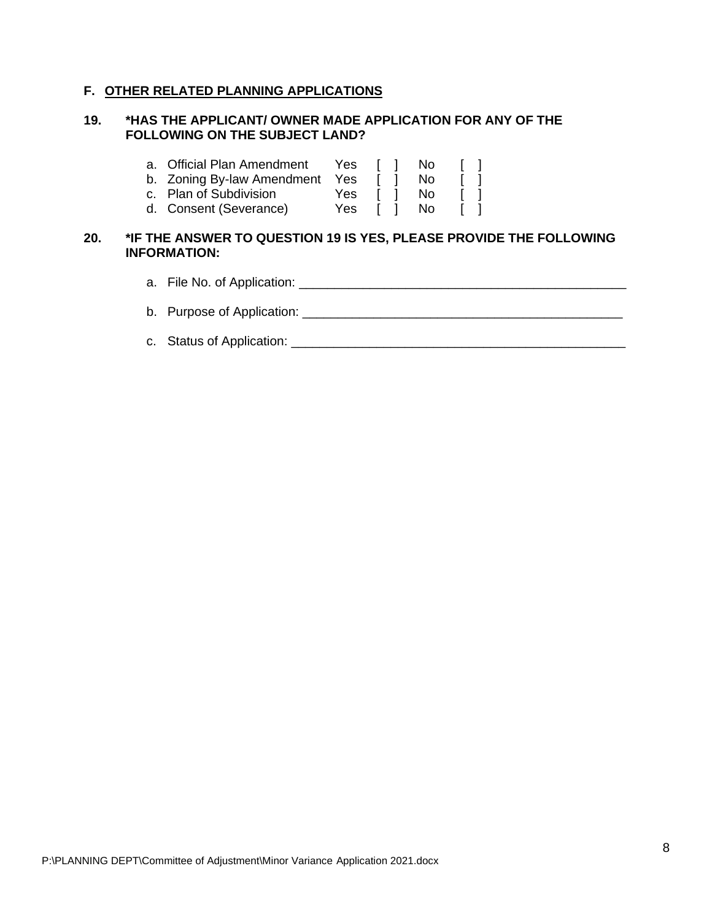## F. OTHER RELATED PLANNING APPLICATIONS

**19. *HAS THE APPLICANT/ OWNER MADE APPLICATION FOR ANY OF THE FOLLOWING ON THE SUBJECT LAND?**

a. Official Plan Amendment Yes [ ] No [ ]
b. Zoning By-law Amendment Yes [ ] No [ ]
c. Plan of Subdivision Yes [ ] No [ ]
d. Consent (Severance) Yes [ ] No [ ]

**20. *IF THE ANSWER TO QUESTION 19 IS YES, PLEASE PROVIDE THE FOLLOWING INFORMATION:**

a. File No. of Application: ______________________________________________

b. Purpose of Application: ______________________________________________

c. Status of Application: ______________________________________________

P:\PLANNING DEPT\Committee of Adjustment\Minor Variance Application 2021.docx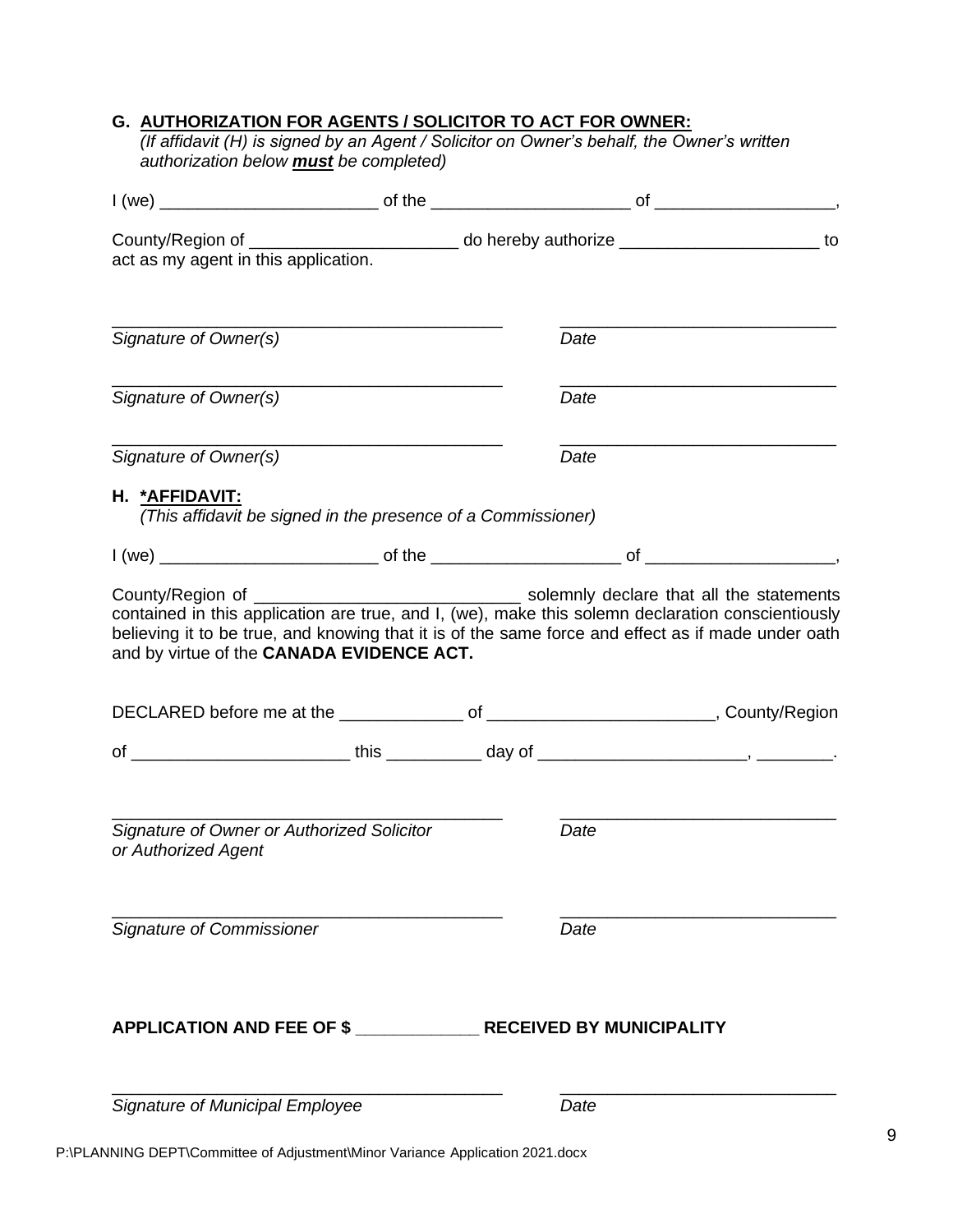## G. AUTHORIZATION FOR AGENTS / SOLICITOR TO ACT FOR OWNER:

*(If affidavit (H) is signed by an Agent / Solicitor on Owner's behalf, the Owner's written authorization below **must** be completed)*

I (we) _______________________ of the ____________________ of __________________,

County/Region of _____________________ do hereby authorize _____________________ to act as my agent in this application.

| | |
|---|---|
| _________________________________________ | _____________________________ |
| *Signature of Owner(s)* | *Date* |
| _________________________________________ | _____________________________ |
| *Signature of Owner(s)* | *Date* |
| _________________________________________ | _____________________________ |
| *Signature of Owner(s)* | *Date* |

## H. *AFFIDAVIT:

*(This affidavit be signed in the presence of a Commissioner)*

I (we) _______________________ of the ____________________ of ___________________,

County/Region of ____________________________ solemnly declare that all the statements contained in this application are true, and I, (we), make this solemn declaration conscientiously believing it to be true, and knowing that it is of the same force and effect as if made under oath and by virtue of the **CANADA EVIDENCE ACT.**

DECLARED before me at the _____________ of _______________________, County/Region

of ______________________ this __________ day of _____________________, ________.

| | |
|---|---|
| _________________________________________ | _____________________________ |
| *Signature of Owner or Authorized Solicitor or Authorized Agent* | *Date* |
| _________________________________________ | _____________________________ |
| *Signature of Commissioner* | *Date* |

**APPLICATION AND FEE OF $ _____________ RECEIVED BY MUNICIPALITY**

| | |
|---|---|
| _________________________________________ | _____________________________ |
| *Signature of Municipal Employee* | *Date* |

P:\PLANNING DEPT\Committee of Adjustment\Minor Variance Application 2021.docx